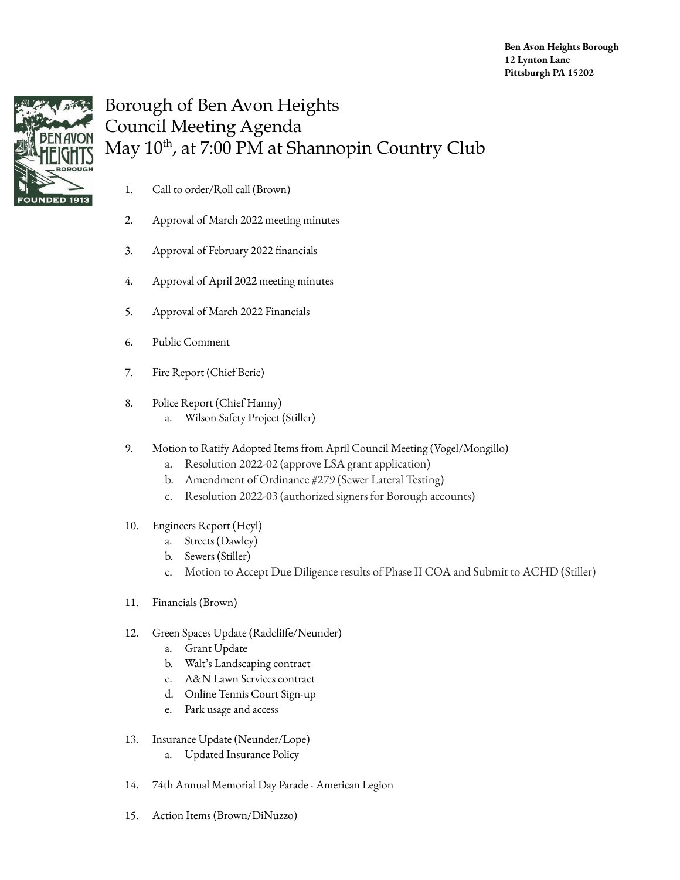**Ben Avon Heights Borough**
**12 Lynton Lane**
**Pittsburgh PA 15202**

# Borough of Ben Avon Heights
# Council Meeting Agenda
# May 10th, at 7:00 PM at Shannopin Country Club

1. Call to order/Roll call (Brown)
2. Approval of March 2022 meeting minutes
3. Approval of February 2022 financials
4. Approval of April 2022 meeting minutes
5. Approval of March 2022 Financials
6. Public Comment
7. Fire Report (Chief Berie)
8. Police Report (Chief Hanny)
   a. Wilson Safety Project (Stiller)
9. Motion to Ratify Adopted Items from April Council Meeting (Vogel/Mongillo)
   a. Resolution 2022-02 (approve LSA grant application)
   b. Amendment of Ordinance #279 (Sewer Lateral Testing)
   c. Resolution 2022-03 (authorized signers for Borough accounts)
10. Engineers Report (Heyl)
    a. Streets (Dawley)
    b. Sewers (Stiller)
    c. Motion to Accept Due Diligence results of Phase II COA and Submit to ACHD (Stiller)
11. Financials (Brown)
12. Green Spaces Update (Radcliffe/Neunder)
    a. Grant Update
    b. Walt's Landscaping contract
    c. A&N Lawn Services contract
    d. Online Tennis Court Sign-up
    e. Park usage and access
13. Insurance Update (Neunder/Lope)
    a. Updated Insurance Policy
14. 74th Annual Memorial Day Parade - American Legion
15. Action Items (Brown/DiNuzzo)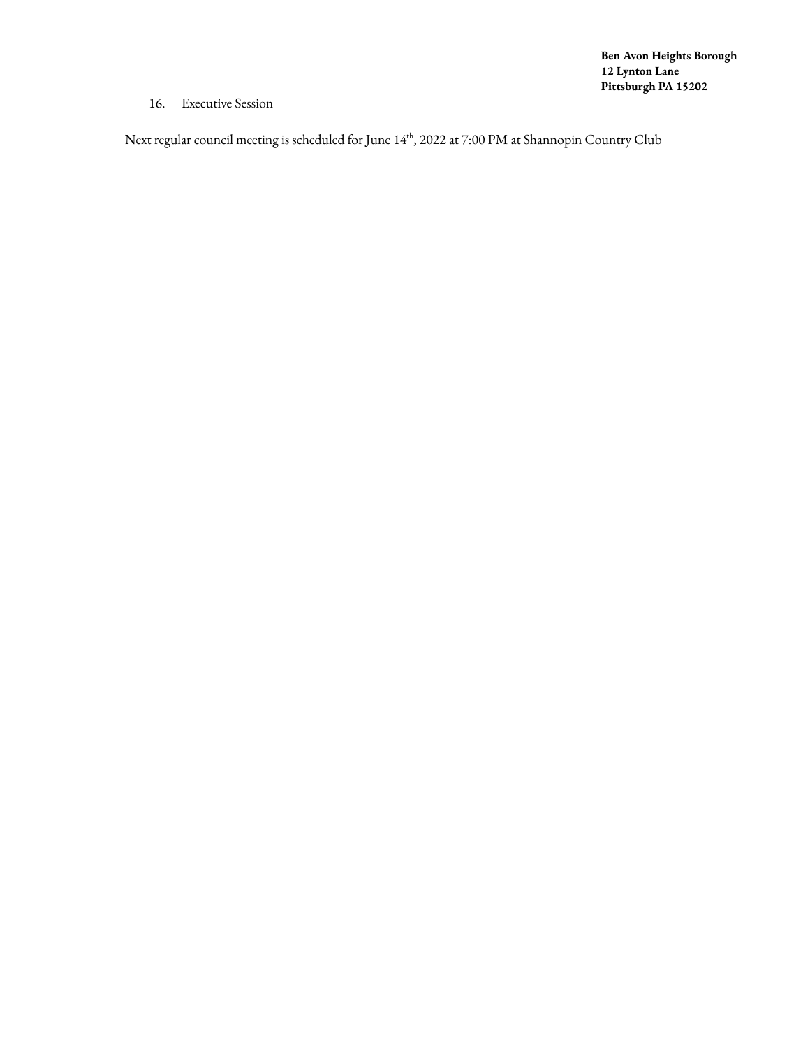**Ben Avon Heights Borough**
**12 Lynton Lane**
**Pittsburgh PA 15202**

16. Executive Session

Next regular council meeting is scheduled for June 14th, 2022 at 7:00 PM at Shannopin Country Club